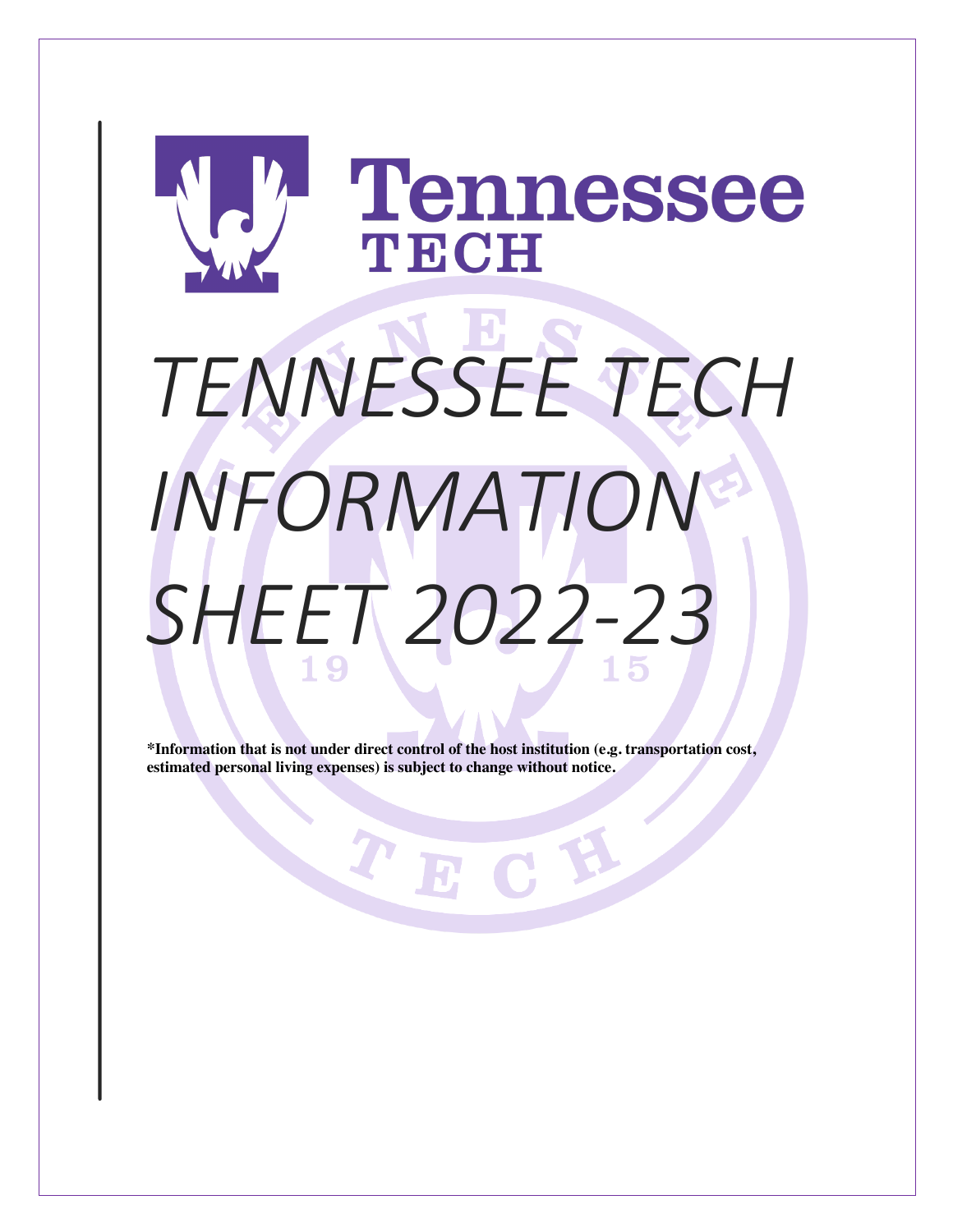# Tennessee TECH

# *TENNESSEE TECH INFORMATION SHEET 2022-23*

**\*Information that is not under direct control of the host institution (e.g. transportation cost, estimated personal living expenses) is subject to change without notice.**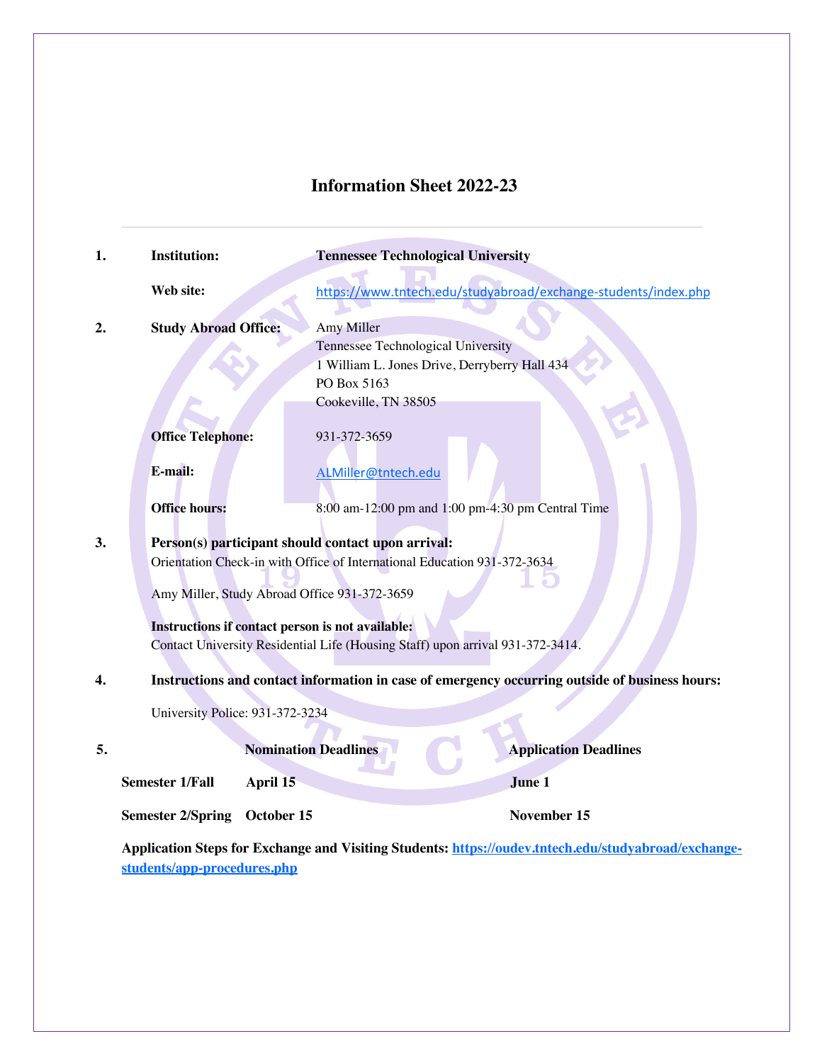# Information Sheet 2022-23

---

**1.** **Institution:** **Tennessee Technological University**

**Web site:** https://www.tntech.edu/studyabroad/exchange-students/index.php

**2.** **Study Abroad Office:** Amy Miller
Tennessee Technological University
1 William L. Jones Drive, Derryberry Hall 434
PO Box 5163
Cookeville, TN 38505

**Office Telephone:** 931-372-3659

**E-mail:** ALMiller@tntech.edu

**Office hours:** 8:00 am-12:00 pm and 1:00 pm-4:30 pm Central Time

**3.** **Person(s) participant should contact upon arrival:**
Orientation Check-in with Office of International Education 931-372-3634

Amy Miller, Study Abroad Office 931-372-3659

**Instructions if contact person is not available:**
Contact University Residential Life (Housing Staff) upon arrival 931-372-3414.

**4.** **Instructions and contact information in case of emergency occurring outside of business hours:**

University Police: 931-372-3234

**5.**

| | Nomination Deadlines | Application Deadlines |
|---|---|---|
| **Semester 1/Fall** | **April 15** | **June 1** |
| **Semester 2/Spring** | **October 15** | **November 15** |

**Application Steps for Exchange and Visiting Students:** **https://oudev.tntech.edu/studyabroad/exchange-students/app-procedures.php**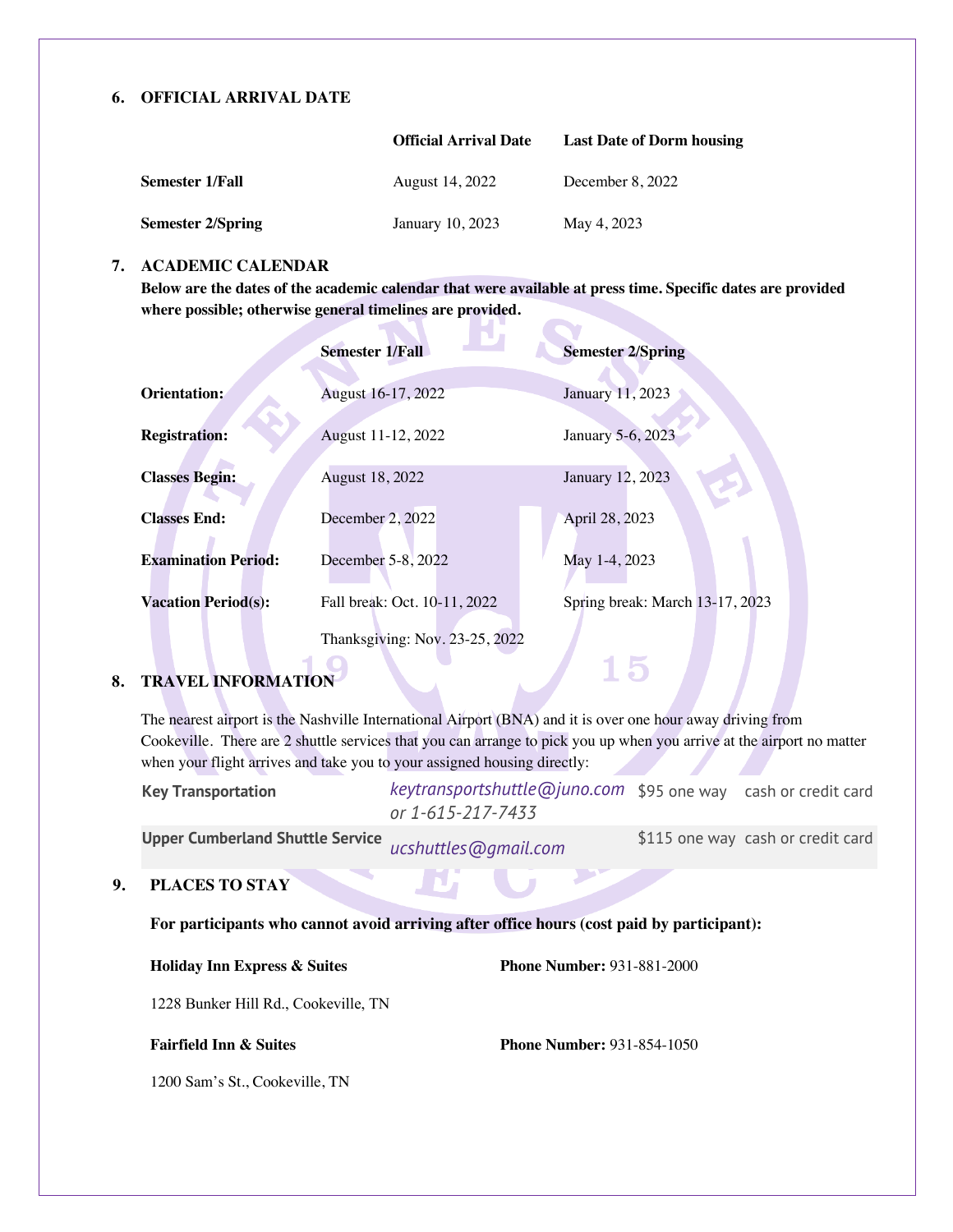## 6. OFFICIAL ARRIVAL DATE

| | Official Arrival Date | Last Date of Dorm housing |
|---|---|---|
| **Semester 1/Fall** | August 14, 2022 | December 8, 2022 |
| **Semester 2/Spring** | January 10, 2023 | May 4, 2023 |

## 7. ACADEMIC CALENDAR

**Below are the dates of the academic calendar that were available at press time. Specific dates are provided where possible; otherwise general timelines are provided.**

| | Semester 1/Fall | Semester 2/Spring |
|---|---|---|
| **Orientation:** | August 16-17, 2022 | January 11, 2023 |
| **Registration:** | August 11-12, 2022 | January 5-6, 2023 |
| **Classes Begin:** | August 18, 2022 | January 12, 2023 |
| **Classes End:** | December 2, 2022 | April 28, 2023 |
| **Examination Period:** | December 5-8, 2022 | May 1-4, 2023 |
| **Vacation Period(s):** | Fall break: Oct. 10-11, 2022<br>Thanksgiving: Nov. 23-25, 2022 | Spring break: March 13-17, 2023 |

## 8. TRAVEL INFORMATION

The nearest airport is the Nashville International Airport (BNA) and it is over one hour away driving from Cookeville. There are 2 shuttle services that you can arrange to pick you up when you arrive at the airport no matter when your flight arrives and take you to your assigned housing directly:

| | | | |
|---|---|---|---|
| **Key Transportation** | *keytransportshuttle@juno.com or 1-615-217-7433* | $95 one way | cash or credit card |
| **Upper Cumberland Shuttle Service** | *ucshuttles@gmail.com* | $115 one way | cash or credit card |

## 9. PLACES TO STAY

**For participants who cannot avoid arriving after office hours (cost paid by participant):**

**Holiday Inn Express & Suites** — **Phone Number:** 931-881-2000

1228 Bunker Hill Rd., Cookeville, TN

**Fairfield Inn & Suites** — **Phone Number:** 931-854-1050

1200 Sam's St., Cookeville, TN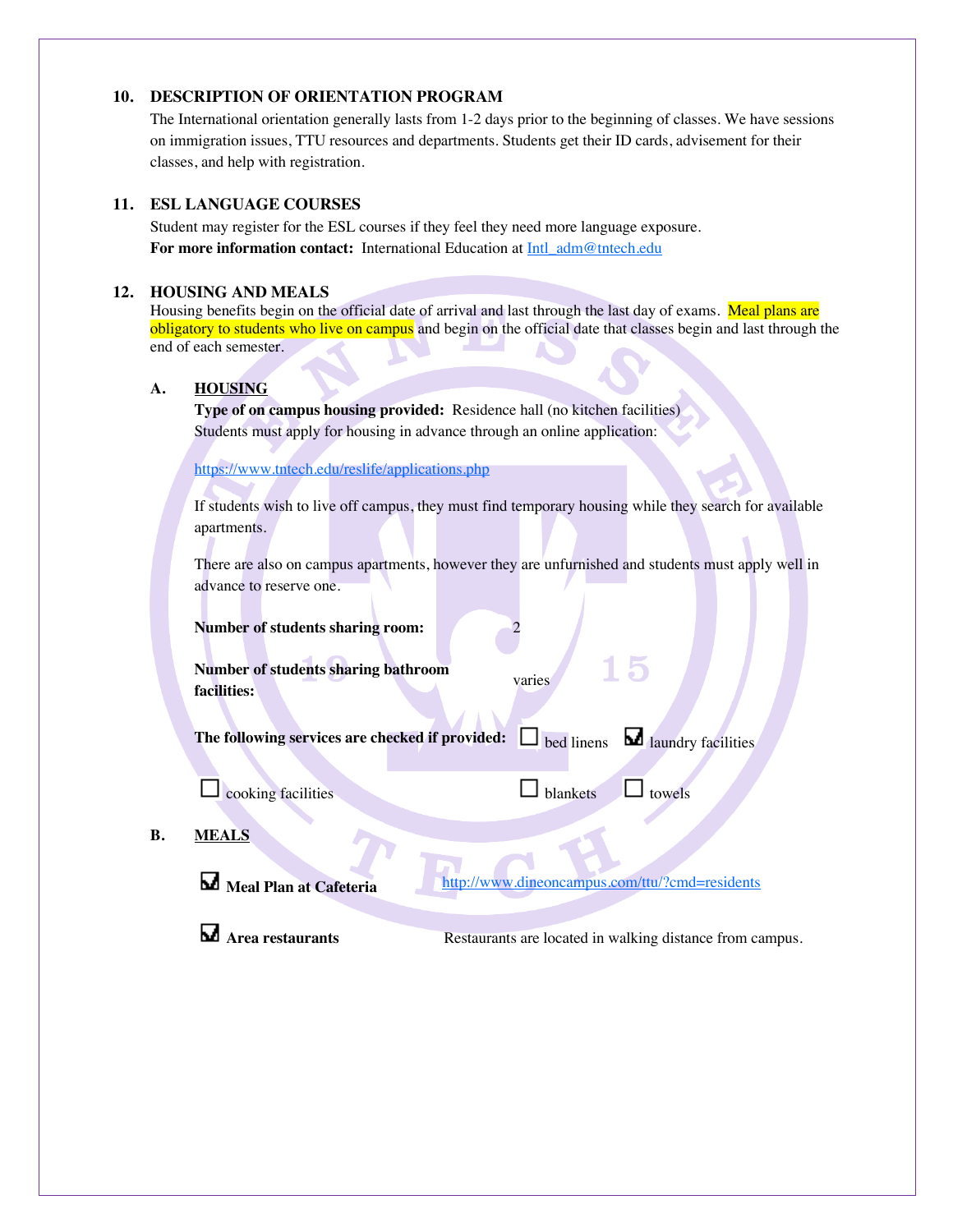## 10. DESCRIPTION OF ORIENTATION PROGRAM

The International orientation generally lasts from 1-2 days prior to the beginning of classes. We have sessions on immigration issues, TTU resources and departments. Students get their ID cards, advisement for their classes, and help with registration.

## 11. ESL LANGUAGE COURSES

Student may register for the ESL courses if they feel they need more language exposure.
**For more information contact:** International Education at Intl_adm@tntech.edu

## 12. HOUSING AND MEALS

Housing benefits begin on the official date of arrival and last through the last day of exams. Meal plans are obligatory to students who live on campus and begin on the official date that classes begin and last through the end of each semester.

### A. HOUSING

**Type of on campus housing provided:** Residence hall (no kitchen facilities)
Students must apply for housing in advance through an online application:

https://www.tntech.edu/reslife/applications.php

If students wish to live off campus, they must find temporary housing while they search for available apartments.

There are also on campus apartments, however they are unfurnished and students must apply well in advance to reserve one.

**Number of students sharing room:** 2

**Number of students sharing bathroom facilities:** varies

**The following services are checked if provided:**

- ☐ bed linens
- ☑ laundry facilities
- ☐ cooking facilities
- ☐ blankets
- ☐ towels

### B. MEALS

☑ **Meal Plan at Cafeteria** http://www.dineoncampus.com/ttu/?cmd=residents

☑ **Area restaurants** Restaurants are located in walking distance from campus.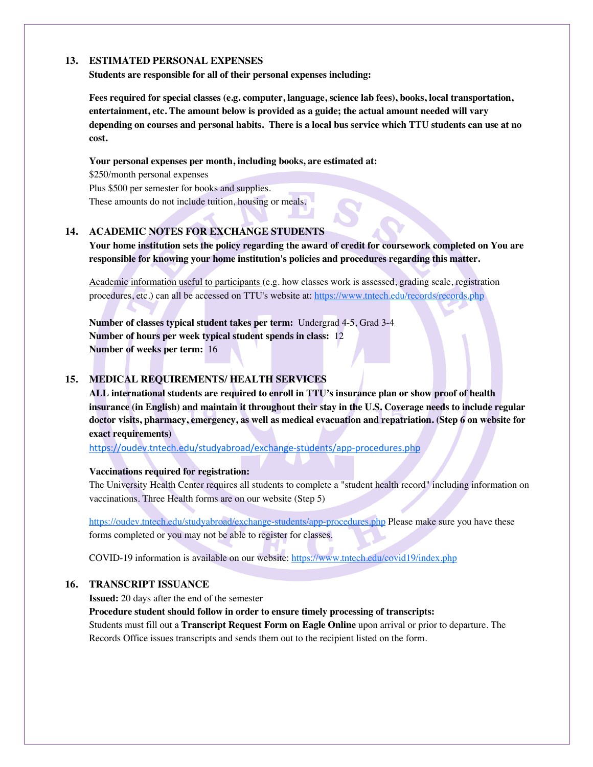## 13. ESTIMATED PERSONAL EXPENSES

**Students are responsible for all of their personal expenses including:**

**Fees required for special classes (e.g. computer, language, science lab fees), books, local transportation, entertainment, etc. The amount below is provided as a guide; the actual amount needed will vary depending on courses and personal habits. There is a local bus service which TTU students can use at no cost.**

**Your personal expenses per month, including books, are estimated at:**
$250/month personal expenses
Plus $500 per semester for books and supplies.
These amounts do not include tuition, housing or meals.

## 14. ACADEMIC NOTES FOR EXCHANGE STUDENTS

**Your home institution sets the policy regarding the award of credit for coursework completed on You are responsible for knowing your home institution's policies and procedures regarding this matter.**

Academic information useful to participants (e.g. how classes work is assessed, grading scale, registration procedures, etc.) can all be accessed on TTU's website at: https://www.tntech.edu/records/records.php

**Number of classes typical student takes per term:** Undergrad 4-5, Grad 3-4
**Number of hours per week typical student spends in class:** 12
**Number of weeks per term:** 16

## 15. MEDICAL REQUIREMENTS/ HEALTH SERVICES

**ALL international students are required to enroll in TTU's insurance plan or show proof of health insurance (in English) and maintain it throughout their stay in the U.S. Coverage needs to include regular doctor visits, pharmacy, emergency, as well as medical evacuation and repatriation. (Step 6 on website for exact requirements)**
https://oudev.tntech.edu/studyabroad/exchange-students/app-procedures.php

**Vaccinations required for registration:**
The University Health Center requires all students to complete a "student health record" including information on vaccinations. Three Health forms are on our website (Step 5)

https://oudev.tntech.edu/studyabroad/exchange-students/app-procedures.php Please make sure you have these forms completed or you may not be able to register for classes.

COVID-19 information is available on our website: https://www.tntech.edu/covid19/index.php

## 16. TRANSCRIPT ISSUANCE

**Issued:** 20 days after the end of the semester
**Procedure student should follow in order to ensure timely processing of transcripts:**
Students must fill out a **Transcript Request Form on Eagle Online** upon arrival or prior to departure. The Records Office issues transcripts and sends them out to the recipient listed on the form.